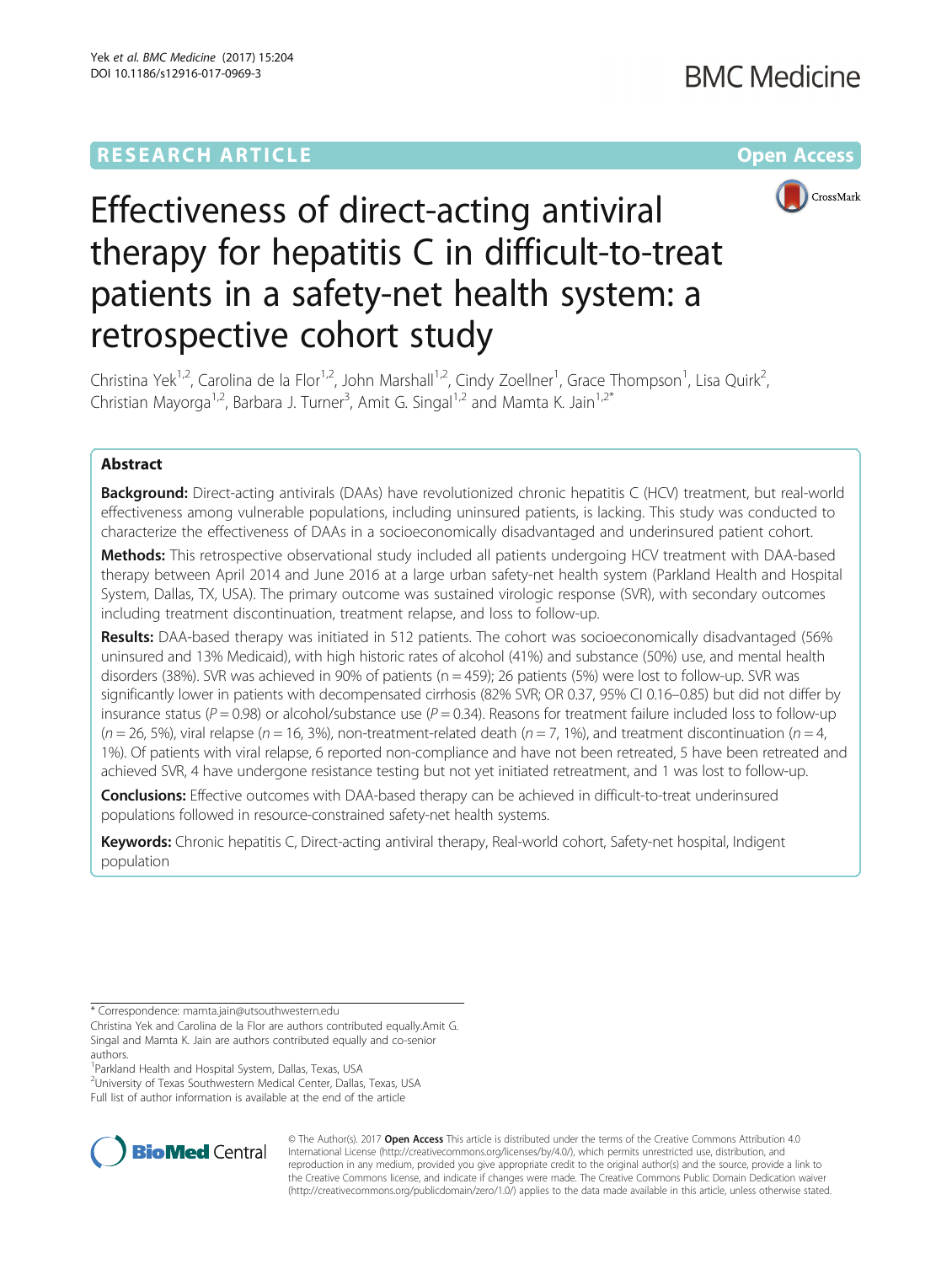RESEARCH ARTICLE

Open Access

# Effectiveness of direct-acting antiviral therapy for hepatitis C in difficult-to-treat patients in a safety-net health system: a retrospective cohort study

Christina Yek[1,2], Carolina de la Flor[1,2], John Marshall[1,2], Cindy Zoellner[1], Grace Thompson[1], Lisa Quirk[2], Christian Mayorga[1,2], Barbara J. Turner[3], Amit G. Singal[1,2] and Mamta K. Jain[1,2*]

## Abstract

**Background:** Direct-acting antivirals (DAAs) have revolutionized chronic hepatitis C (HCV) treatment, but real-world effectiveness among vulnerable populations, including uninsured patients, is lacking. This study was conducted to characterize the effectiveness of DAAs in a socioeconomically disadvantaged and underinsured patient cohort.

**Methods:** This retrospective observational study included all patients undergoing HCV treatment with DAA-based therapy between April 2014 and June 2016 at a large urban safety-net health system (Parkland Health and Hospital System, Dallas, TX, USA). The primary outcome was sustained virologic response (SVR), with secondary outcomes including treatment discontinuation, treatment relapse, and loss to follow-up.

**Results:** DAA-based therapy was initiated in 512 patients. The cohort was socioeconomically disadvantaged (56% uninsured and 13% Medicaid), with high historic rates of alcohol (41%) and substance (50%) use, and mental health disorders (38%). SVR was achieved in 90% of patients (n = 459); 26 patients (5%) were lost to follow-up. SVR was significantly lower in patients with decompensated cirrhosis (82% SVR; OR 0.37, 95% CI 0.16–0.85) but did not differ by insurance status ($P = 0.98$) or alcohol/substance use ($P = 0.34$). Reasons for treatment failure included loss to follow-up (n = 26, 5%), viral relapse (n = 16, 3%), non-treatment-related death (n = 7, 1%), and treatment discontinuation (n = 4, 1%). Of patients with viral relapse, 6 reported non-compliance and have not been retreated, 5 have been retreated and achieved SVR, 4 have undergone resistance testing but not yet initiated retreatment, and 1 was lost to follow-up.

**Conclusions:** Effective outcomes with DAA-based therapy can be achieved in difficult-to-treat underinsured populations followed in resource-constrained safety-net health systems.

**Keywords:** Chronic hepatitis C, Direct-acting antiviral therapy, Real-world cohort, Safety-net hospital, Indigent population

\* Correspondence: mamta.jain@utsouthwestern.edu

Christina Yek and Carolina de la Flor are authors contributed equally.Amit G. Singal and Mamta K. Jain are authors contributed equally and co-senior authors.

[1]Parkland Health and Hospital System, Dallas, Texas, USA

[2]University of Texas Southwestern Medical Center, Dallas, Texas, USA

Full list of author information is available at the end of the article

© The Author(s). 2017 **Open Access** This article is distributed under the terms of the Creative Commons Attribution 4.0 International License (http://creativecommons.org/licenses/by/4.0/), which permits unrestricted use, distribution, and reproduction in any medium, provided you give appropriate credit to the original author(s) and the source, provide a link to the Creative Commons license, and indicate if changes were made. The Creative Commons Public Domain Dedication waiver (http://creativecommons.org/publicdomain/zero/1.0/) applies to the data made available in this article, unless otherwise stated.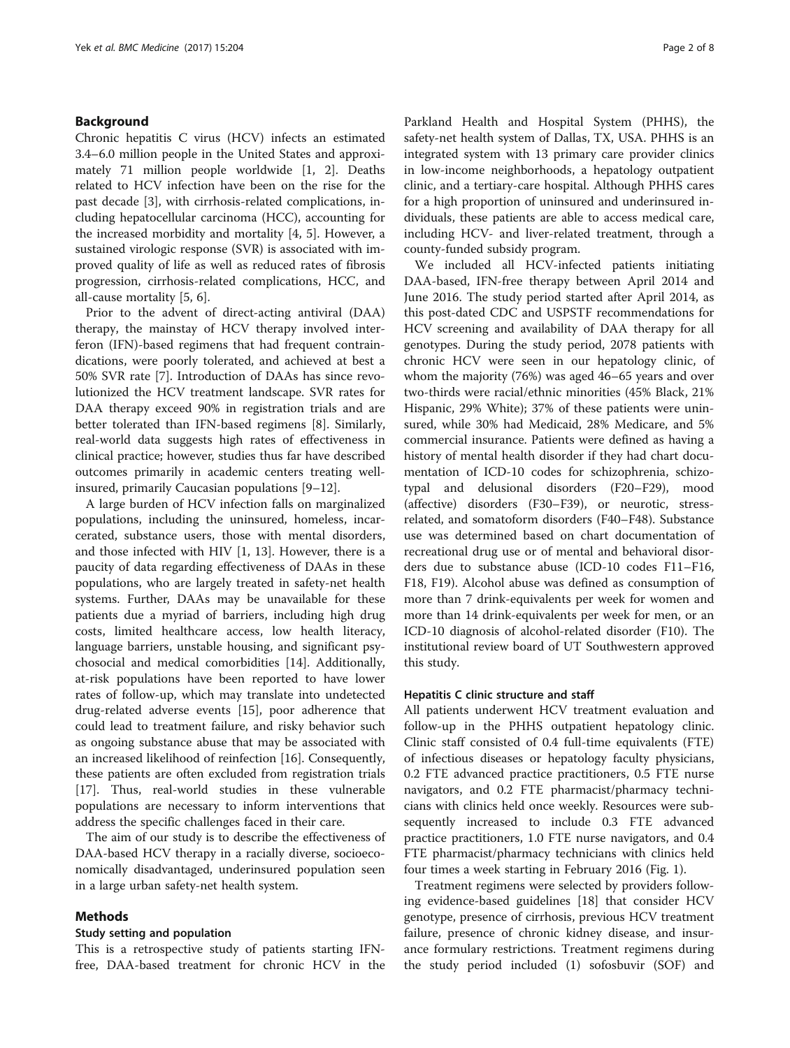## Background

Chronic hepatitis C virus (HCV) infects an estimated 3.4–6.0 million people in the United States and approximately 71 million people worldwide [1, 2]. Deaths related to HCV infection have been on the rise for the past decade [3], with cirrhosis-related complications, including hepatocellular carcinoma (HCC), accounting for the increased morbidity and mortality [4, 5]. However, a sustained virologic response (SVR) is associated with improved quality of life as well as reduced rates of fibrosis progression, cirrhosis-related complications, HCC, and all-cause mortality [5, 6].

Prior to the advent of direct-acting antiviral (DAA) therapy, the mainstay of HCV therapy involved interferon (IFN)-based regimens that had frequent contraindications, were poorly tolerated, and achieved at best a 50% SVR rate [7]. Introduction of DAAs has since revolutionized the HCV treatment landscape. SVR rates for DAA therapy exceed 90% in registration trials and are better tolerated than IFN-based regimens [8]. Similarly, real-world data suggests high rates of effectiveness in clinical practice; however, studies thus far have described outcomes primarily in academic centers treating well-insured, primarily Caucasian populations [9–12].

A large burden of HCV infection falls on marginalized populations, including the uninsured, homeless, incarcerated, substance users, those with mental disorders, and those infected with HIV [1, 13]. However, there is a paucity of data regarding effectiveness of DAAs in these populations, who are largely treated in safety-net health systems. Further, DAAs may be unavailable for these patients due a myriad of barriers, including high drug costs, limited healthcare access, low health literacy, language barriers, unstable housing, and significant psychosocial and medical comorbidities [14]. Additionally, at-risk populations have been reported to have lower rates of follow-up, which may translate into undetected drug-related adverse events [15], poor adherence that could lead to treatment failure, and risky behavior such as ongoing substance abuse that may be associated with an increased likelihood of reinfection [16]. Consequently, these patients are often excluded from registration trials [17]. Thus, real-world studies in these vulnerable populations are necessary to inform interventions that address the specific challenges faced in their care.

The aim of our study is to describe the effectiveness of DAA-based HCV therapy in a racially diverse, socioeconomically disadvantaged, underinsured population seen in a large urban safety-net health system.

## Methods

### Study setting and population

This is a retrospective study of patients starting IFN-free, DAA-based treatment for chronic HCV in the Parkland Health and Hospital System (PHHS), the safety-net health system of Dallas, TX, USA. PHHS is an integrated system with 13 primary care provider clinics in low-income neighborhoods, a hepatology outpatient clinic, and a tertiary-care hospital. Although PHHS cares for a high proportion of uninsured and underinsured individuals, these patients are able to access medical care, including HCV- and liver-related treatment, through a county-funded subsidy program.

We included all HCV-infected patients initiating DAA-based, IFN-free therapy between April 2014 and June 2016. The study period started after April 2014, as this post-dated CDC and USPSTF recommendations for HCV screening and availability of DAA therapy for all genotypes. During the study period, 2078 patients with chronic HCV were seen in our hepatology clinic, of whom the majority (76%) was aged 46–65 years and over two-thirds were racial/ethnic minorities (45% Black, 21% Hispanic, 29% White); 37% of these patients were uninsured, while 30% had Medicaid, 28% Medicare, and 5% commercial insurance. Patients were defined as having a history of mental health disorder if they had chart documentation of ICD-10 codes for schizophrenia, schizotypal and delusional disorders (F20–F29), mood (affective) disorders (F30–F39), or neurotic, stress-related, and somatoform disorders (F40–F48). Substance use was determined based on chart documentation of recreational drug use or of mental and behavioral disorders due to substance abuse (ICD-10 codes F11–F16, F18, F19). Alcohol abuse was defined as consumption of more than 7 drink-equivalents per week for women and more than 14 drink-equivalents per week for men, or an ICD-10 diagnosis of alcohol-related disorder (F10). The institutional review board of UT Southwestern approved this study.

### Hepatitis C clinic structure and staff

All patients underwent HCV treatment evaluation and follow-up in the PHHS outpatient hepatology clinic. Clinic staff consisted of 0.4 full-time equivalents (FTE) of infectious diseases or hepatology faculty physicians, 0.2 FTE advanced practice practitioners, 0.5 FTE nurse navigators, and 0.2 FTE pharmacist/pharmacy technicians with clinics held once weekly. Resources were subsequently increased to include 0.3 FTE advanced practice practitioners, 1.0 FTE nurse navigators, and 0.4 FTE pharmacist/pharmacy technicians with clinics held four times a week starting in February 2016 (Fig. 1).

Treatment regimens were selected by providers following evidence-based guidelines [18] that consider HCV genotype, presence of cirrhosis, previous HCV treatment failure, presence of chronic kidney disease, and insurance formulary restrictions. Treatment regimens during the study period included (1) sofosbuvir (SOF) and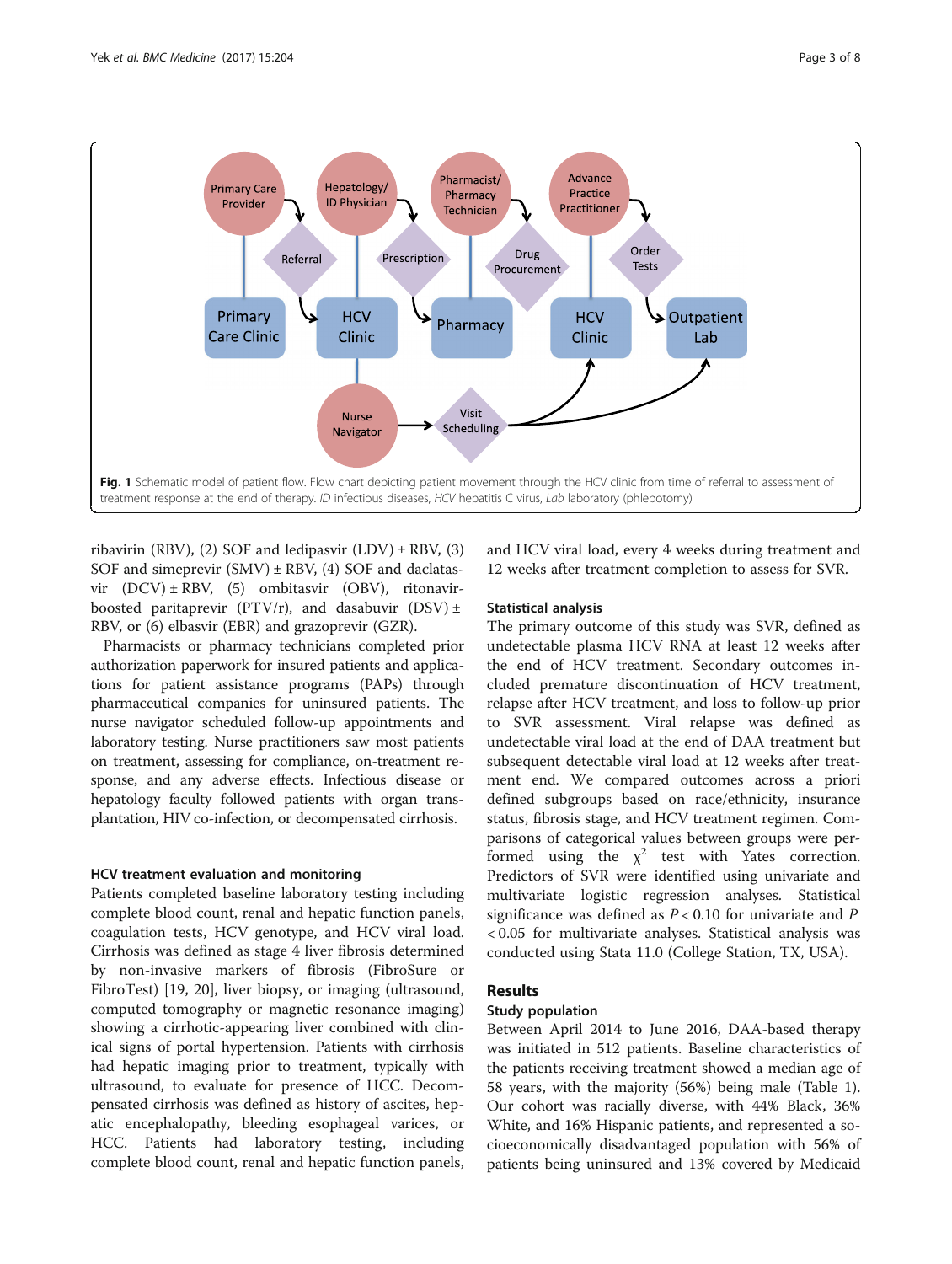Fig. 1 Schematic model of patient flow. Flow chart depicting patient movement through the HCV clinic from time of referral to assessment of treatment response at the end of therapy. *ID* infectious diseases, *HCV* hepatitis C virus, *Lab* laboratory (phlebotomy)

ribavirin (RBV), (2) SOF and ledipasvir (LDV) ± RBV, (3) SOF and simeprevir (SMV) ± RBV, (4) SOF and daclatasvir (DCV) ± RBV, (5) ombitasvir (OBV), ritonavir-boosted paritaprevir (PTV/r), and dasabuvir (DSV) ± RBV, or (6) elbasvir (EBR) and grazoprevir (GZR).

Pharmacists or pharmacy technicians completed prior authorization paperwork for insured patients and applications for patient assistance programs (PAPs) through pharmaceutical companies for uninsured patients. The nurse navigator scheduled follow-up appointments and laboratory testing. Nurse practitioners saw most patients on treatment, assessing for compliance, on-treatment response, and any adverse effects. Infectious disease or hepatology faculty followed patients with organ transplantation, HIV co-infection, or decompensated cirrhosis.

### HCV treatment evaluation and monitoring

Patients completed baseline laboratory testing including complete blood count, renal and hepatic function panels, coagulation tests, HCV genotype, and HCV viral load. Cirrhosis was defined as stage 4 liver fibrosis determined by non-invasive markers of fibrosis (FibroSure or FibroTest) [19, 20], liver biopsy, or imaging (ultrasound, computed tomography or magnetic resonance imaging) showing a cirrhotic-appearing liver combined with clinical signs of portal hypertension. Patients with cirrhosis had hepatic imaging prior to treatment, typically with ultrasound, to evaluate for presence of HCC. Decompensated cirrhosis was defined as history of ascites, hepatic encephalopathy, bleeding esophageal varices, or HCC. Patients had laboratory testing, including complete blood count, renal and hepatic function panels, and HCV viral load, every 4 weeks during treatment and 12 weeks after treatment completion to assess for SVR.

### Statistical analysis

The primary outcome of this study was SVR, defined as undetectable plasma HCV RNA at least 12 weeks after the end of HCV treatment. Secondary outcomes included premature discontinuation of HCV treatment, relapse after HCV treatment, and loss to follow-up prior to SVR assessment. Viral relapse was defined as undetectable viral load at the end of DAA treatment but subsequent detectable viral load at 12 weeks after treatment end. We compared outcomes across a priori defined subgroups based on race/ethnicity, insurance status, fibrosis stage, and HCV treatment regimen. Comparisons of categorical values between groups were performed using the $\chi^2$ test with Yates correction. Predictors of SVR were identified using univariate and multivariate logistic regression analyses. Statistical significance was defined as $P < 0.10$ for univariate and $P < 0.05$ for multivariate analyses. Statistical analysis was conducted using Stata 11.0 (College Station, TX, USA).

## Results

### Study population

Between April 2014 to June 2016, DAA-based therapy was initiated in 512 patients. Baseline characteristics of the patients receiving treatment showed a median age of 58 years, with the majority (56%) being male (Table 1). Our cohort was racially diverse, with 44% Black, 36% White, and 16% Hispanic patients, and represented a socioeconomically disadvantaged population with 56% of patients being uninsured and 13% covered by Medicaid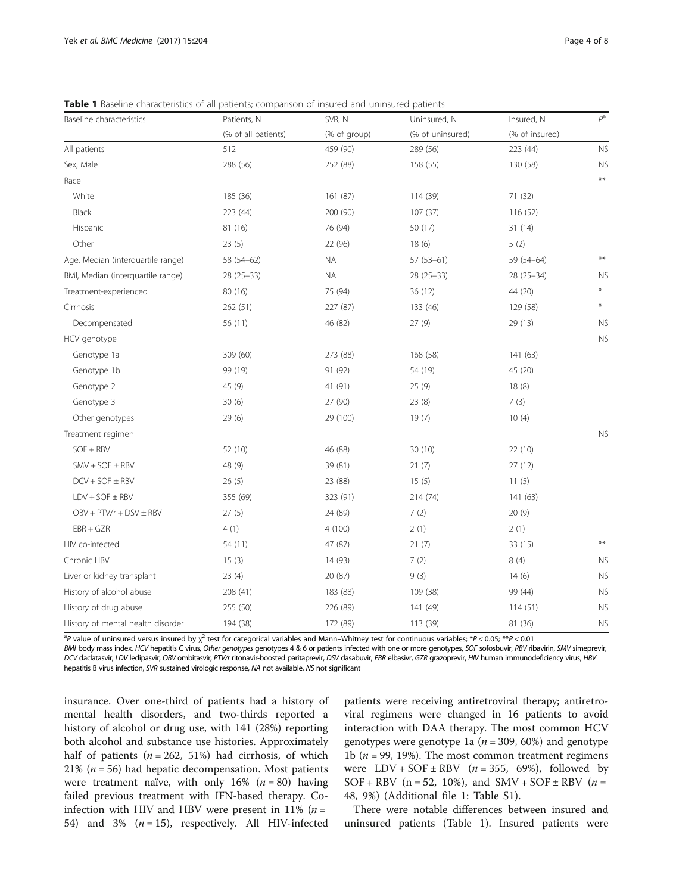**Table 1** Baseline characteristics of all patients; comparison of insured and uninsured patients

| Baseline characteristics | Patients, N (% of all patients) | SVR, N (% of group) | Uninsured, N (% of uninsured) | Insured, N (% of insured) | $P^a$ |
|---|---|---|---|---|---|
| All patients | 512 | 459 (90) | 289 (56) | 223 (44) | NS |
| Sex, Male | 288 (56) | 252 (88) | 158 (55) | 130 (58) | NS |
| Race | | | | | ** |
| White | 185 (36) | 161 (87) | 114 (39) | 71 (32) | |
| Black | 223 (44) | 200 (90) | 107 (37) | 116 (52) | |
| Hispanic | 81 (16) | 76 (94) | 50 (17) | 31 (14) | |
| Other | 23 (5) | 22 (96) | 18 (6) | 5 (2) | |
| Age, Median (interquartile range) | 58 (54–62) | NA | 57 (53–61) | 59 (54–64) | ** |
| BMI, Median (interquartile range) | 28 (25–33) | NA | 28 (25–33) | 28 (25–34) | NS |
| Treatment-experienced | 80 (16) | 75 (94) | 36 (12) | 44 (20) | * |
| Cirrhosis | 262 (51) | 227 (87) | 133 (46) | 129 (58) | * |
| Decompensated | 56 (11) | 46 (82) | 27 (9) | 29 (13) | NS |
| HCV genotype | | | | | NS |
| Genotype 1a | 309 (60) | 273 (88) | 168 (58) | 141 (63) | |
| Genotype 1b | 99 (19) | 91 (92) | 54 (19) | 45 (20) | |
| Genotype 2 | 45 (9) | 41 (91) | 25 (9) | 18 (8) | |
| Genotype 3 | 30 (6) | 27 (90) | 23 (8) | 7 (3) | |
| Other genotypes | 29 (6) | 29 (100) | 19 (7) | 10 (4) | |
| Treatment regimen | | | | | NS |
| SOF + RBV | 52 (10) | 46 (88) | 30 (10) | 22 (10) | |
| SMV + SOF ± RBV | 48 (9) | 39 (81) | 21 (7) | 27 (12) | |
| DCV + SOF ± RBV | 26 (5) | 23 (88) | 15 (5) | 11 (5) | |
| LDV + SOF ± RBV | 355 (69) | 323 (91) | 214 (74) | 141 (63) | |
| OBV + PTV/r + DSV ± RBV | 27 (5) | 24 (89) | 7 (2) | 20 (9) | |
| EBR + GZR | 4 (1) | 4 (100) | 2 (1) | 2 (1) | |
| HIV co-infected | 54 (11) | 47 (87) | 21 (7) | 33 (15) | ** |
| Chronic HBV | 15 (3) | 14 (93) | 7 (2) | 8 (4) | NS |
| Liver or kidney transplant | 23 (4) | 20 (87) | 9 (3) | 14 (6) | NS |
| History of alcohol abuse | 208 (41) | 183 (88) | 109 (38) | 99 (44) | NS |
| History of drug abuse | 255 (50) | 226 (89) | 141 (49) | 114 (51) | NS |
| History of mental health disorder | 194 (38) | 172 (89) | 113 (39) | 81 (36) | NS |

[a] *P* value of uninsured versus insured by $\chi^2$ test for categorical variables and Mann–Whitney test for continuous variables; *$P < 0.05$; **$P < 0.01$

*BMI* body mass index, *HCV* hepatitis C virus, *Other genotypes* genotypes 4 & 6 or patients infected with one or more genotypes, *SOF* sofosbuvir, *RBV* ribavirin, *SMV* simeprevir, *DCV* daclatasvir, *LDV* ledipasvir, *OBV* ombitasvir, *PTV/r* ritonavir-boosted paritaprevir, *DSV* dasabuvir, *EBR* elbasivr, *GZR* grazoprevir, *HIV* human immunodeficiency virus, *HBV* hepatitis B virus infection, *SVR* sustained virologic response, *NA* not available, *NS* not significant

insurance. Over one-third of patients had a history of mental health disorders, and two-thirds reported a history of alcohol or drug use, with 141 (28%) reporting both alcohol and substance use histories. Approximately half of patients ($n = 262$, 51%) had cirrhosis, of which 21% ($n = 56$) had hepatic decompensation. Most patients were treatment naïve, with only 16% ($n = 80$) having failed previous treatment with IFN-based therapy. Co-infection with HIV and HBV were present in 11% ($n = 54$) and 3% ($n = 15$), respectively. All HIV-infected patients were receiving antiretroviral therapy; antiretroviral regimens were changed in 16 patients to avoid interaction with DAA therapy. The most common HCV genotypes were genotype 1a ($n = 309$, 60%) and genotype 1b ($n = 99$, 19%). The most common treatment regimens were LDV + SOF ± RBV ($n = 355$, 69%), followed by SOF + RBV (n = 52, 10%), and SMV + SOF ± RBV ($n = 48$, 9%) (Additional file 1: Table S1).

There were notable differences between insured and uninsured patients (Table 1). Insured patients were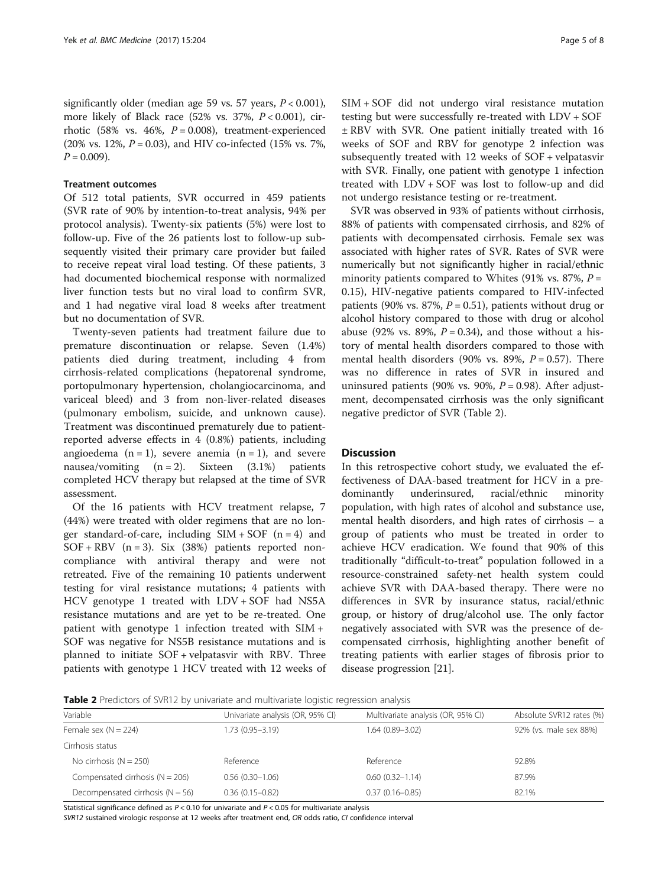significantly older (median age 59 vs. 57 years, $P < 0.001$), more likely of Black race (52% vs. 37%, $P < 0.001$), cirrhotic (58% vs. 46%, $P = 0.008$), treatment-experienced (20% vs. 12%, $P = 0.03$), and HIV co-infected (15% vs. 7%, $P = 0.009$).

### Treatment outcomes

Of 512 total patients, SVR occurred in 459 patients (SVR rate of 90% by intention-to-treat analysis, 94% per protocol analysis). Twenty-six patients (5%) were lost to follow-up. Five of the 26 patients lost to follow-up subsequently visited their primary care provider but failed to receive repeat viral load testing. Of these patients, 3 had documented biochemical response with normalized liver function tests but no viral load to confirm SVR, and 1 had negative viral load 8 weeks after treatment but no documentation of SVR.

Twenty-seven patients had treatment failure due to premature discontinuation or relapse. Seven (1.4%) patients died during treatment, including 4 from cirrhosis-related complications (hepatorenal syndrome, portopulmonary hypertension, cholangiocarcinoma, and variceal bleed) and 3 from non-liver-related diseases (pulmonary embolism, suicide, and unknown cause). Treatment was discontinued prematurely due to patient-reported adverse effects in 4 (0.8%) patients, including angioedema (n = 1), severe anemia (n = 1), and severe nausea/vomiting (n = 2). Sixteen (3.1%) patients completed HCV therapy but relapsed at the time of SVR assessment.

Of the 16 patients with HCV treatment relapse, 7 (44%) were treated with older regimens that are no longer standard-of-care, including SIM + SOF (n = 4) and SOF + RBV (n = 3). Six (38%) patients reported non-compliance with antiviral therapy and were not retreated. Five of the remaining 10 patients underwent testing for viral resistance mutations; 4 patients with HCV genotype 1 treated with LDV + SOF had NS5A resistance mutations and are yet to be re-treated. One patient with genotype 1 infection treated with SIM + SOF was negative for NS5B resistance mutations and is planned to initiate SOF + velpatasvir with RBV. Three patients with genotype 1 HCV treated with 12 weeks of SIM + SOF did not undergo viral resistance mutation testing but were successfully re-treated with LDV + SOF ± RBV with SVR. One patient initially treated with 16 weeks of SOF and RBV for genotype 2 infection was subsequently treated with 12 weeks of SOF + velpatasvir with SVR. Finally, one patient with genotype 1 infection treated with LDV + SOF was lost to follow-up and did not undergo resistance testing or re-treatment.

SVR was observed in 93% of patients without cirrhosis, 88% of patients with compensated cirrhosis, and 82% of patients with decompensated cirrhosis. Female sex was associated with higher rates of SVR. Rates of SVR were numerically but not significantly higher in racial/ethnic minority patients compared to Whites (91% vs. 87%, $P = 0.15$), HIV-negative patients compared to HIV-infected patients (90% vs. 87%, $P = 0.51$), patients without drug or alcohol history compared to those with drug or alcohol abuse (92% vs. 89%, $P = 0.34$), and those without a history of mental health disorders compared to those with mental health disorders (90% vs. 89%, $P = 0.57$). There was no difference in rates of SVR in insured and uninsured patients (90% vs. 90%, $P = 0.98$). After adjustment, decompensated cirrhosis was the only significant negative predictor of SVR (Table 2).

## Discussion

In this retrospective cohort study, we evaluated the effectiveness of DAA-based treatment for HCV in a predominantly underinsured, racial/ethnic minority population, with high rates of alcohol and substance use, mental health disorders, and high rates of cirrhosis – a group of patients who must be treated in order to achieve HCV eradication. We found that 90% of this traditionally "difficult-to-treat" population followed in a resource-constrained safety-net health system could achieve SVR with DAA-based therapy. There were no differences in SVR by insurance status, racial/ethnic group, or history of drug/alcohol use. The only factor negatively associated with SVR was the presence of decompensated cirrhosis, highlighting another benefit of treating patients with earlier stages of fibrosis prior to disease progression [21].

**Table 2** Predictors of SVR12 by univariate and multivariate logistic regression analysis

| Variable | Univariate analysis (OR, 95% CI) | Multivariate analysis (OR, 95% CI) | Absolute SVR12 rates (%) |
|---|---|---|---|
| Female sex (N = 224) | 1.73 (0.95–3.19) | 1.64 (0.89–3.02) | 92% (vs. male sex 88%) |
| Cirrhosis status | | | |
| No cirrhosis (N = 250) | Reference | Reference | 92.8% |
| Compensated cirrhosis (N = 206) | 0.56 (0.30–1.06) | 0.60 (0.32–1.14) | 87.9% |
| Decompensated cirrhosis (N = 56) | 0.36 (0.15–0.82) | 0.37 (0.16–0.85) | 82.1% |

Statistical significance defined as $P < 0.10$ for univariate and $P < 0.05$ for multivariate analysis

*SVR12* sustained virologic response at 12 weeks after treatment end, *OR* odds ratio, *CI* confidence interval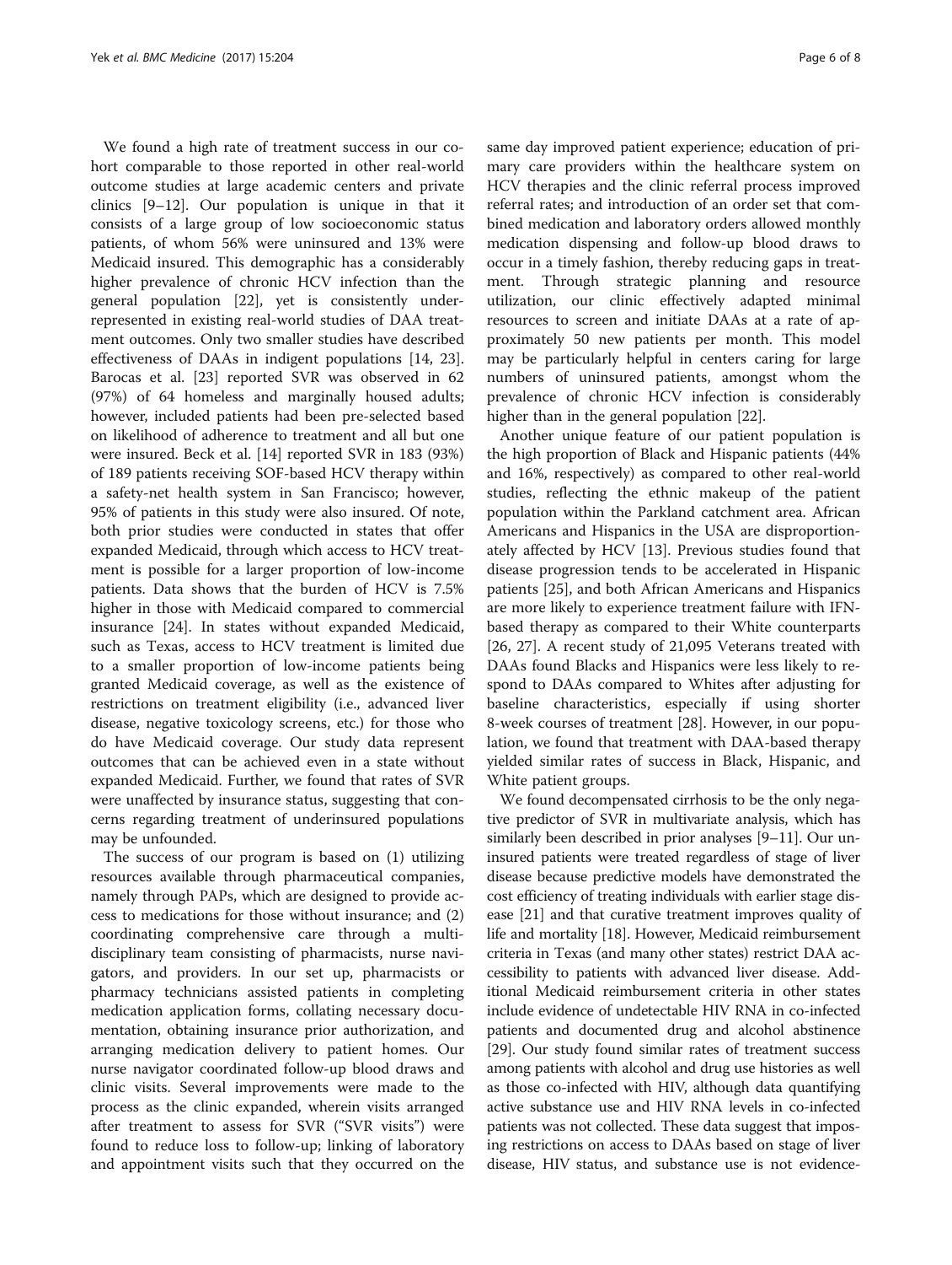We found a high rate of treatment success in our cohort comparable to those reported in other real-world outcome studies at large academic centers and private clinics [9–12]. Our population is unique in that it consists of a large group of low socioeconomic status patients, of whom 56% were uninsured and 13% were Medicaid insured. This demographic has a considerably higher prevalence of chronic HCV infection than the general population [22], yet is consistently underrepresented in existing real-world studies of DAA treatment outcomes. Only two smaller studies have described effectiveness of DAAs in indigent populations [14, 23]. Barocas et al. [23] reported SVR was observed in 62 (97%) of 64 homeless and marginally housed adults; however, included patients had been pre-selected based on likelihood of adherence to treatment and all but one were insured. Beck et al. [14] reported SVR in 183 (93%) of 189 patients receiving SOF-based HCV therapy within a safety-net health system in San Francisco; however, 95% of patients in this study were also insured. Of note, both prior studies were conducted in states that offer expanded Medicaid, through which access to HCV treatment is possible for a larger proportion of low-income patients. Data shows that the burden of HCV is 7.5% higher in those with Medicaid compared to commercial insurance [24]. In states without expanded Medicaid, such as Texas, access to HCV treatment is limited due to a smaller proportion of low-income patients being granted Medicaid coverage, as well as the existence of restrictions on treatment eligibility (i.e., advanced liver disease, negative toxicology screens, etc.) for those who do have Medicaid coverage. Our study data represent outcomes that can be achieved even in a state without expanded Medicaid. Further, we found that rates of SVR were unaffected by insurance status, suggesting that concerns regarding treatment of underinsured populations may be unfounded.

The success of our program is based on (1) utilizing resources available through pharmaceutical companies, namely through PAPs, which are designed to provide access to medications for those without insurance; and (2) coordinating comprehensive care through a multidisciplinary team consisting of pharmacists, nurse navigators, and providers. In our set up, pharmacists or pharmacy technicians assisted patients in completing medication application forms, collating necessary documentation, obtaining insurance prior authorization, and arranging medication delivery to patient homes. Our nurse navigator coordinated follow-up blood draws and clinic visits. Several improvements were made to the process as the clinic expanded, wherein visits arranged after treatment to assess for SVR ("SVR visits") were found to reduce loss to follow-up; linking of laboratory and appointment visits such that they occurred on the same day improved patient experience; education of primary care providers within the healthcare system on HCV therapies and the clinic referral process improved referral rates; and introduction of an order set that combined medication and laboratory orders allowed monthly medication dispensing and follow-up blood draws to occur in a timely fashion, thereby reducing gaps in treatment. Through strategic planning and resource utilization, our clinic effectively adapted minimal resources to screen and initiate DAAs at a rate of approximately 50 new patients per month. This model may be particularly helpful in centers caring for large numbers of uninsured patients, amongst whom the prevalence of chronic HCV infection is considerably higher than in the general population [22].

Another unique feature of our patient population is the high proportion of Black and Hispanic patients (44% and 16%, respectively) as compared to other real-world studies, reflecting the ethnic makeup of the patient population within the Parkland catchment area. African Americans and Hispanics in the USA are disproportionately affected by HCV [13]. Previous studies found that disease progression tends to be accelerated in Hispanic patients [25], and both African Americans and Hispanics are more likely to experience treatment failure with IFN-based therapy as compared to their White counterparts [26, 27]. A recent study of 21,095 Veterans treated with DAAs found Blacks and Hispanics were less likely to respond to DAAs compared to Whites after adjusting for baseline characteristics, especially if using shorter 8-week courses of treatment [28]. However, in our population, we found that treatment with DAA-based therapy yielded similar rates of success in Black, Hispanic, and White patient groups.

We found decompensated cirrhosis to be the only negative predictor of SVR in multivariate analysis, which has similarly been described in prior analyses [9–11]. Our uninsured patients were treated regardless of stage of liver disease because predictive models have demonstrated the cost efficiency of treating individuals with earlier stage disease [21] and that curative treatment improves quality of life and mortality [18]. However, Medicaid reimbursement criteria in Texas (and many other states) restrict DAA accessibility to patients with advanced liver disease. Additional Medicaid reimbursement criteria in other states include evidence of undetectable HIV RNA in co-infected patients and documented drug and alcohol abstinence [29]. Our study found similar rates of treatment success among patients with alcohol and drug use histories as well as those co-infected with HIV, although data quantifying active substance use and HIV RNA levels in co-infected patients was not collected. These data suggest that imposing restrictions on access to DAAs based on stage of liver disease, HIV status, and substance use is not evidence-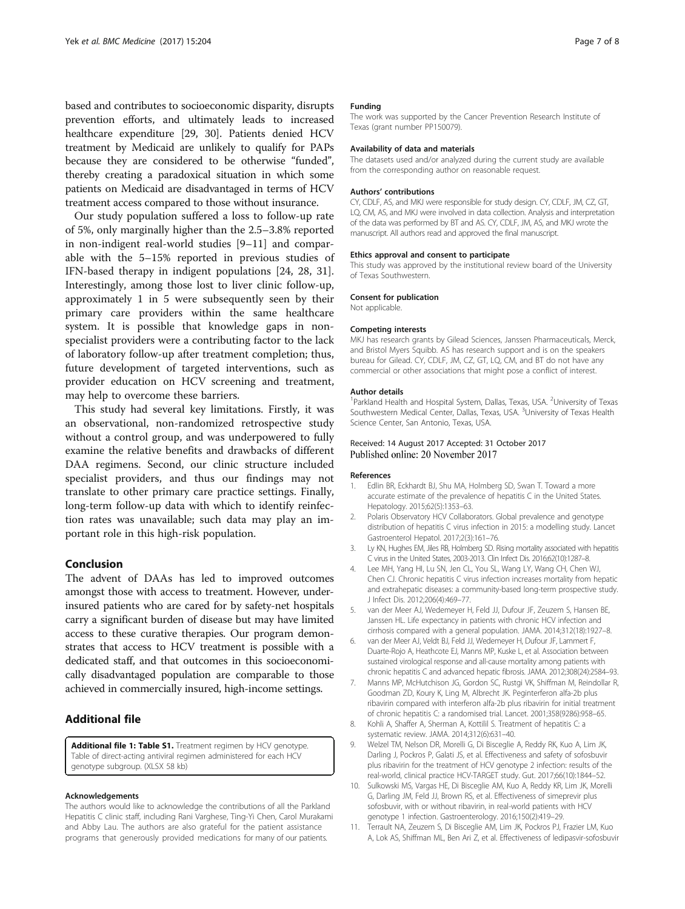based and contributes to socioeconomic disparity, disrupts prevention efforts, and ultimately leads to increased healthcare expenditure [29, 30]. Patients denied HCV treatment by Medicaid are unlikely to qualify for PAPs because they are considered to be otherwise "funded", thereby creating a paradoxical situation in which some patients on Medicaid are disadvantaged in terms of HCV treatment access compared to those without insurance.

Our study population suffered a loss to follow-up rate of 5%, only marginally higher than the 2.5–3.8% reported in non-indigent real-world studies [9–11] and comparable with the 5–15% reported in previous studies of IFN-based therapy in indigent populations [24, 28, 31]. Interestingly, among those lost to liver clinic follow-up, approximately 1 in 5 were subsequently seen by their primary care providers within the same healthcare system. It is possible that knowledge gaps in non-specialist providers were a contributing factor to the lack of laboratory follow-up after treatment completion; thus, future development of targeted interventions, such as provider education on HCV screening and treatment, may help to overcome these barriers.

This study had several key limitations. Firstly, it was an observational, non-randomized retrospective study without a control group, and was underpowered to fully examine the relative benefits and drawbacks of different DAA regimens. Second, our clinic structure included specialist providers, and thus our findings may not translate to other primary care practice settings. Finally, long-term follow-up data with which to identify reinfection rates was unavailable; such data may play an important role in this high-risk population.

## Conclusion

The advent of DAAs has led to improved outcomes amongst those with access to treatment. However, underinsured patients who are cared for by safety-net hospitals carry a significant burden of disease but may have limited access to these curative therapies. Our program demonstrates that access to HCV treatment is possible with a dedicated staff, and that outcomes in this socioeconomically disadvantaged population are comparable to those achieved in commercially insured, high-income settings.

## Additional file

**Additional file 1: Table S1.** Treatment regimen by HCV genotype. Table of direct-acting antiviral regimen administered for each HCV genotype subgroup. (XLSX 58 kb)

#### Acknowledgements

The authors would like to acknowledge the contributions of all the Parkland Hepatitis C clinic staff, including Rani Varghese, Ting-Yi Chen, Carol Murakami and Abby Lau. The authors are also grateful for the patient assistance programs that generously provided medications for many of our patients.

#### Funding

The work was supported by the Cancer Prevention Research Institute of Texas (grant number PP150079).

#### Availability of data and materials

The datasets used and/or analyzed during the current study are available from the corresponding author on reasonable request.

#### Authors' contributions

CY, CDLF, AS, and MKJ were responsible for study design. CY, CDLF, JM, CZ, GT, LQ, CM, AS, and MKJ were involved in data collection. Analysis and interpretation of the data was performed by BT and AS. CY, CDLF, JM, AS, and MKJ wrote the manuscript. All authors read and approved the final manuscript.

#### Ethics approval and consent to participate

This study was approved by the institutional review board of the University of Texas Southwestern.

#### Consent for publication

Not applicable.

#### Competing interests

MKJ has research grants by Gilead Sciences, Janssen Pharmaceuticals, Merck, and Bristol Myers Squibb. AS has research support and is on the speakers bureau for Gilead. CY, CDLF, JM, CZ, GT, LQ, CM, and BT do not have any commercial or other associations that might pose a conflict of interest.

#### Author details

[1]Parkland Health and Hospital System, Dallas, Texas, USA. [2]University of Texas Southwestern Medical Center, Dallas, Texas, USA. [3]University of Texas Health Science Center, San Antonio, Texas, USA.

Received: 14 August 2017 Accepted: 31 October 2017
Published online: 20 November 2017

#### References

1. Edlin BR, Eckhardt BJ, Shu MA, Holmberg SD, Swan T. Toward a more accurate estimate of the prevalence of hepatitis C in the United States. Hepatology. 2015;62(5):1353–63.
2. Polaris Observatory HCV Collaborators. Global prevalence and genotype distribution of hepatitis C virus infection in 2015: a modelling study. Lancet Gastroenterol Hepatol. 2017;2(3):161–76.
3. Ly KN, Hughes EM, Jiles RB, Holmberg SD. Rising mortality associated with hepatitis C virus in the United States, 2003-2013. Clin Infect Dis. 2016;62(10):1287–8.
4. Lee MH, Yang HI, Lu SN, Jen CL, You SL, Wang LY, Wang CH, Chen WJ, Chen CJ. Chronic hepatitis C virus infection increases mortality from hepatic and extrahepatic diseases: a community-based long-term prospective study. J Infect Dis. 2012;206(4):469–77.
5. van der Meer AJ, Wedemeyer H, Feld JJ, Dufour JF, Zeuzem S, Hansen BE, Janssen HL. Life expectancy in patients with chronic HCV infection and cirrhosis compared with a general population. JAMA. 2014;312(18):1927–8.
6. van der Meer AJ, Veldt BJ, Feld JJ, Wedemeyer H, Dufour JF, Lammert F, Duarte-Rojo A, Heathcote EJ, Manns MP, Kuske L, et al. Association between sustained virological response and all-cause mortality among patients with chronic hepatitis C and advanced hepatic fibrosis. JAMA. 2012;308(24):2584–93.
7. Manns MP, McHutchison JG, Gordon SC, Rustgi VK, Shiffman M, Reindollar R, Goodman ZD, Koury K, Ling M, Albrecht JK. Peginterferon alfa-2b plus ribavirin compared with interferon alfa-2b plus ribavirin for initial treatment of chronic hepatitis C: a randomised trial. Lancet. 2001;358(9286):958–65.
8. Kohli A, Shaffer A, Sherman A, Kottilil S. Treatment of hepatitis C: a systematic review. JAMA. 2014;312(6):631–40.
9. Welzel TM, Nelson DR, Morelli G, Di Bisceglie A, Reddy RK, Kuo A, Lim JK, Darling J, Pockros P, Galati JS, et al. Effectiveness and safety of sofosbuvir plus ribavirin for the treatment of HCV genotype 2 infection: results of the real-world, clinical practice HCV-TARGET study. Gut. 2017;66(10):1844–52.
10. Sulkowski MS, Vargas HE, Di Bisceglie AM, Kuo A, Reddy KR, Lim JK, Morelli G, Darling JM, Feld JJ, Brown RS, et al. Effectiveness of simeprevir plus sofosbuvir, with or without ribavirin, in real-world patients with HCV genotype 1 infection. Gastroenterology. 2016;150(2):419–29.
11. Terrault NA, Zeuzem S, Di Bisceglie AM, Lim JK, Pockros PJ, Frazier LM, Kuo A, Lok AS, Shiffman ML, Ben Ari Z, et al. Effectiveness of ledipasvir-sofosbuvir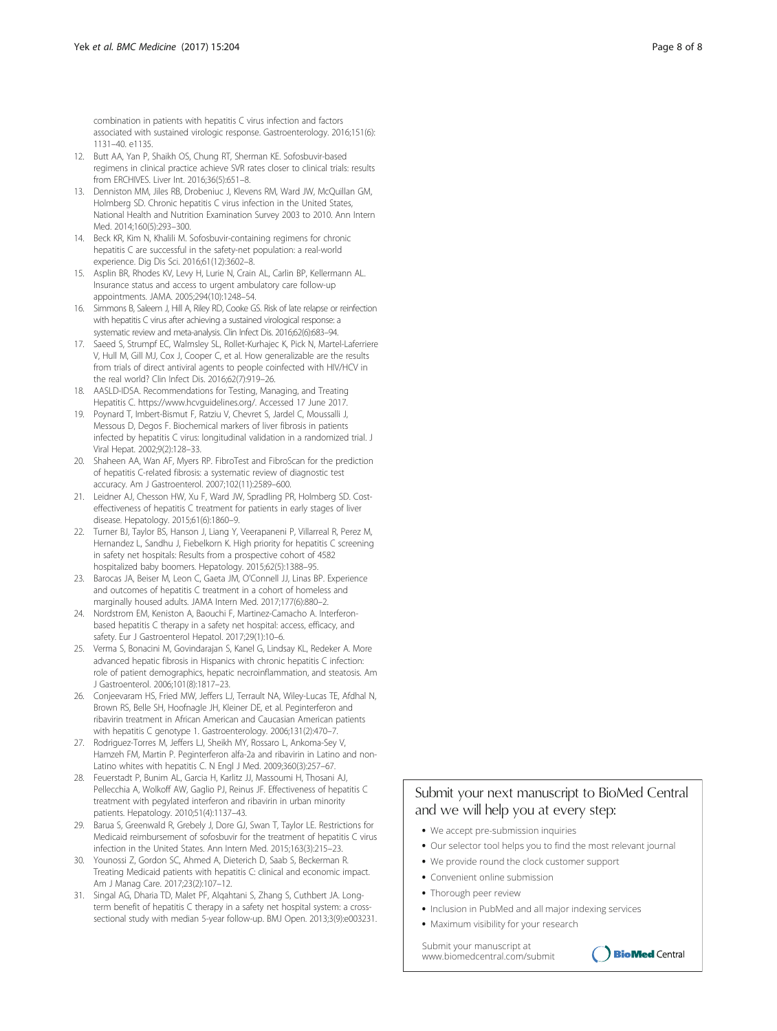combination in patients with hepatitis C virus infection and factors associated with sustained virologic response. Gastroenterology. 2016;151(6):1131–40. e1135.

12. Butt AA, Yan P, Shaikh OS, Chung RT, Sherman KE. Sofosbuvir-based regimens in clinical practice achieve SVR rates closer to clinical trials: results from ERCHIVES. Liver Int. 2016;36(5):651–8.
13. Denniston MM, Jiles RB, Drobeniuc J, Klevens RM, Ward JW, McQuillan GM, Holmberg SD. Chronic hepatitis C virus infection in the United States, National Health and Nutrition Examination Survey 2003 to 2010. Ann Intern Med. 2014;160(5):293–300.
14. Beck KR, Kim N, Khalili M. Sofosbuvir-containing regimens for chronic hepatitis C are successful in the safety-net population: a real-world experience. Dig Dis Sci. 2016;61(12):3602–8.
15. Asplin BR, Rhodes KV, Levy H, Lurie N, Crain AL, Carlin BP, Kellermann AL. Insurance status and access to urgent ambulatory care follow-up appointments. JAMA. 2005;294(10):1248–54.
16. Simmons B, Saleem J, Hill A, Riley RD, Cooke GS. Risk of late relapse or reinfection with hepatitis C virus after achieving a sustained virological response: a systematic review and meta-analysis. Clin Infect Dis. 2016;62(6):683–94.
17. Saeed S, Strumpf EC, Walmsley SL, Rollet-Kurhajec K, Pick N, Martel-Laferriere V, Hull M, Gill MJ, Cox J, Cooper C, et al. How generalizable are the results from trials of direct antiviral agents to people coinfected with HIV/HCV in the real world? Clin Infect Dis. 2016;62(7):919–26.
18. AASLD-IDSA. Recommendations for Testing, Managing, and Treating Hepatitis C. https://www.hcvguidelines.org/. Accessed 17 June 2017.
19. Poynard T, Imbert-Bismut F, Ratziu V, Chevret S, Jardel C, Moussalli J, Messous D, Degos F. Biochemical markers of liver fibrosis in patients infected by hepatitis C virus: longitudinal validation in a randomized trial. J Viral Hepat. 2002;9(2):128–33.
20. Shaheen AA, Wan AF, Myers RP. FibroTest and FibroScan for the prediction of hepatitis C-related fibrosis: a systematic review of diagnostic test accuracy. Am J Gastroenterol. 2007;102(11):2589–600.
21. Leidner AJ, Chesson HW, Xu F, Ward JW, Spradling PR, Holmberg SD. Cost-effectiveness of hepatitis C treatment for patients in early stages of liver disease. Hepatology. 2015;61(6):1860–9.
22. Turner BJ, Taylor BS, Hanson J, Liang Y, Veerapaneni P, Villarreal R, Perez M, Hernandez L, Sandhu J, Fiebelkorn K. High priority for hepatitis C screening in safety net hospitals: Results from a prospective cohort of 4582 hospitalized baby boomers. Hepatology. 2015;62(5):1388–95.
23. Barocas JA, Beiser M, Leon C, Gaeta JM, O'Connell JJ, Linas BP. Experience and outcomes of hepatitis C treatment in a cohort of homeless and marginally housed adults. JAMA Intern Med. 2017;177(6):880–2.
24. Nordstrom EM, Keniston A, Baouchi F, Martinez-Camacho A. Interferon-based hepatitis C therapy in a safety net hospital: access, efficacy, and safety. Eur J Gastroenterol Hepatol. 2017;29(1):10–6.
25. Verma S, Bonacini M, Govindarajan S, Kanel G, Lindsay KL, Redeker A. More advanced hepatic fibrosis in Hispanics with chronic hepatitis C infection: role of patient demographics, hepatic necroinflammation, and steatosis. Am J Gastroenterol. 2006;101(8):1817–23.
26. Conjeevaram HS, Fried MW, Jeffers LJ, Terrault NA, Wiley-Lucas TE, Afdhal N, Brown RS, Belle SH, Hoofnagle JH, Kleiner DE, et al. Peginterferon and ribavirin treatment in African American and Caucasian American patients with hepatitis C genotype 1. Gastroenterology. 2006;131(2):470–7.
27. Rodriguez-Torres M, Jeffers LJ, Sheikh MY, Rossaro L, Ankoma-Sey V, Hamzeh FM, Martin P. Peginterferon alfa-2a and ribavirin in Latino and non-Latino whites with hepatitis C. N Engl J Med. 2009;360(3):257–67.
28. Feuerstadt P, Bunim AL, Garcia H, Karlitz JJ, Massoumi H, Thosani AJ, Pellecchia A, Wolkoff AW, Gaglio PJ, Reinus JF. Effectiveness of hepatitis C treatment with pegylated interferon and ribavirin in urban minority patients. Hepatology. 2010;51(4):1137–43.
29. Barua S, Greenwald R, Grebely J, Dore GJ, Swan T, Taylor LE. Restrictions for Medicaid reimbursement of sofosbuvir for the treatment of hepatitis C virus infection in the United States. Ann Intern Med. 2015;163(3):215–23.
30. Younossi Z, Gordon SC, Ahmed A, Dieterich D, Saab S, Beckerman R. Treating Medicaid patients with hepatitis C: clinical and economic impact. Am J Manag Care. 2017;23(2):107–12.
31. Singal AG, Dharia TD, Malet PF, Alqahtani S, Zhang S, Cuthbert JA. Long-term benefit of hepatitis C therapy in a safety net hospital system: a cross-sectional study with median 5-year follow-up. BMJ Open. 2013;3(9):e003231.

Submit your next manuscript to BioMed Central and we will help you at every step:

- We accept pre-submission inquiries
- Our selector tool helps you to find the most relevant journal
- We provide round the clock customer support
- Convenient online submission
- Thorough peer review
- Inclusion in PubMed and all major indexing services
- Maximum visibility for your research

Submit your manuscript at www.biomedcentral.com/submit

BioMed Central